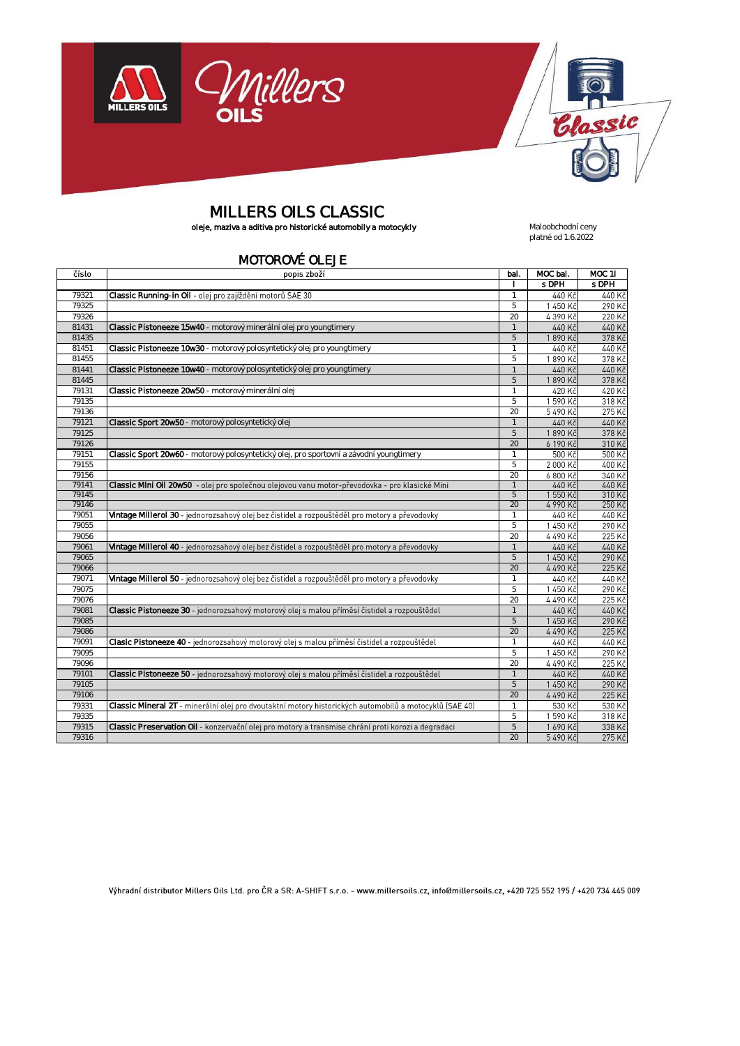# MILLERS OILS CLASSIC

**oleje, maziva a aditiva pro historické automobily a motocykly**

Maloobchodní ceny
platné od 1.6.2022

## MOTOROVÉ OLEJE

| číslo | popis zboží | bal. | MOC bal. | MOC 1l |
|---|---|---|---|---|
| | | l | s DPH | s DPH |
| 79321 | **Classic Running-in Oil** - olej pro zajíždění motorů SAE 30 | 1 | 440 Kč | 440 Kč |
| 79325 | | 5 | 1 450 Kč | 290 Kč |
| 79326 | | 20 | 4 390 Kč | 220 Kč |
| 81431 | **Classic Pistoneeze 15w40** - motorový minerální olej pro youngtimery | 1 | 440 Kč | 440 Kč |
| 81435 | | 5 | 1 890 Kč | 378 Kč |
| 81451 | **Classic Pistoneeze 10w30** - motorový polosyntetický olej pro youngtimery | 1 | 440 Kč | 440 Kč |
| 81455 | | 5 | 1 890 Kč | 378 Kč |
| 81441 | **Classic Pistoneeze 10w40** - motorový polosyntetický olej pro youngtimery | 1 | 440 Kč | 440 Kč |
| 81445 | | 5 | 1 890 Kč | 378 Kč |
| 79131 | **Classic Pistoneeze 20w50** - motorový minerální olej | 1 | 420 Kč | 420 Kč |
| 79135 | | 5 | 1 590 Kč | 318 Kč |
| 79136 | | 20 | 5 490 Kč | 275 Kč |
| 79121 | **Classic Sport 20w50** - motorový polosyntetický olej | 1 | 440 Kč | 440 Kč |
| 79125 | | 5 | 1 890 Kč | 378 Kč |
| 79126 | | 20 | 6 190 Kč | 310 Kč |
| 79151 | **Classic Sport 20w60** - motorový polosyntetický olej, pro sportovní a závodní youngtimery | 1 | 500 Kč | 500 Kč |
| 79155 | | 5 | 2 000 Kč | 400 Kč |
| 79156 | | 20 | 6 800 Kč | 340 Kč |
| 79141 | **Classic Mini Oil 20w50** - olej pro společnou olejovou vanu motor-převodovka - pro klasické Mini | 1 | 440 Kč | 440 Kč |
| 79145 | | 5 | 1 550 Kč | 310 Kč |
| 79146 | | 20 | 4 990 Kč | 250 Kč |
| 79051 | **Vintage Millerol 30** - jednorozsahový olej bez čistidel a rozpouštěděl pro motory a převodovky | 1 | 440 Kč | 440 Kč |
| 79055 | | 5 | 1 450 Kč | 290 Kč |
| 79056 | | 20 | 4 490 Kč | 225 Kč |
| 79061 | **Vintage Millerol 40** - jednorozsahový olej bez čistidel a rozpouštěděl pro motory a převodovky | 1 | 440 Kč | 440 Kč |
| 79065 | | 5 | 1 450 Kč | 290 Kč |
| 79066 | | 20 | 4 490 Kč | 225 Kč |
| 79071 | **Vintage Millerol 50** - jednorozsahový olej bez čistidel a rozpouštěděl pro motory a převodovky | 1 | 440 Kč | 440 Kč |
| 79075 | | 5 | 1 450 Kč | 290 Kč |
| 79076 | | 20 | 4 490 Kč | 225 Kč |
| 79081 | **Classic Pistoneeze 30** - jednorozsahový motorový olej s malou příměsí čistidel a rozpouštědel | 1 | 440 Kč | 440 Kč |
| 79085 | | 5 | 1 450 Kč | 290 Kč |
| 79086 | | 20 | 4 490 Kč | 225 Kč |
| 79091 | **Clasic Pistoneeze 40** - jednorozsahový motorový olej s malou příměsí čistidel a rozpouštědel | 1 | 440 Kč | 440 Kč |
| 79095 | | 5 | 1 450 Kč | 290 Kč |
| 79096 | | 20 | 4 490 Kč | 225 Kč |
| 79101 | **Classic Pistoneeze 50** - jednorozsahový motorový olej s malou příměsí čistidel a rozpouštědel | 1 | 440 Kč | 440 Kč |
| 79105 | | 5 | 1 450 Kč | 290 Kč |
| 79106 | | 20 | 4 490 Kč | 225 Kč |
| 79331 | **Classic Mineral 2T** - minerální olej pro dvoutaktní motory historických automobilů a motocyklů (SAE 40) | 1 | 530 Kč | 530 Kč |
| 79335 | | 5 | 1 590 Kč | 318 Kč |
| 79315 | **Classic Preservation Oil** - konzervační olej pro motory a transmise chrání proti korozi a degradaci | 5 | 1 690 Kč | 338 Kč |
| 79316 | | 20 | 5 490 Kč | 275 Kč |

Výhradní distributor Millers Oils Ltd. pro ČR a SR: A-SHIFT s.r.o. - www.millersoils.cz, info@millersoils.cz, +420 725 552 195 / +420 734 445 009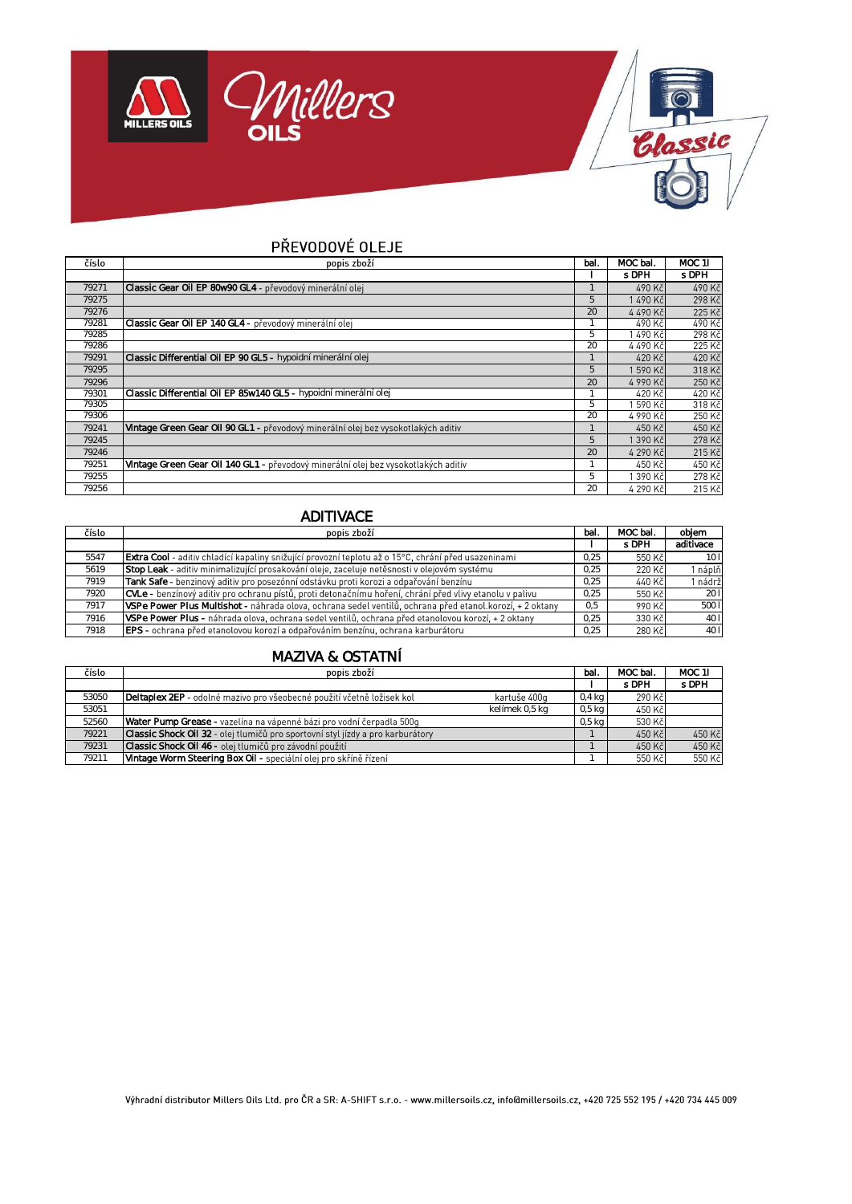## PŘEVODOVÉ OLEJE

| číslo | popis zboží | bal. | MOC bal. | MOC 1l |
|---|---|---|---|---|
| | | l | s DPH | s DPH |
| 79271 | **Classic Gear Oil EP 80w90 GL4** - převodový minerální olej | 1 | 490 Kč | 490 Kč |
| 79275 | | 5 | 1 490 Kč | 298 Kč |
| 79276 | | 20 | 4 490 Kč | 225 Kč |
| 79281 | **Classic Gear Oil EP 140 GL4** - převodový minerální olej | 1 | 490 Kč | 490 Kč |
| 79285 | | 5 | 1 490 Kč | 298 Kč |
| 79286 | | 20 | 4 490 Kč | 225 Kč |
| 79291 | **Classic Differential Oil EP 90 GL5** - hypoidní minerální olej | 1 | 420 Kč | 420 Kč |
| 79295 | | 5 | 1 590 Kč | 318 Kč |
| 79296 | | 20 | 4 990 Kč | 250 Kč |
| 79301 | **Classic Differential Oil EP 85w140 GL5** - hypoidní minerální olej | 1 | 420 Kč | 420 Kč |
| 79305 | | 5 | 1 590 Kč | 318 Kč |
| 79306 | | 20 | 4 990 Kč | 250 Kč |
| 79241 | **Vintage Green Gear Oil 90 GL1** - převodový minerální olej bez vysokotlakých aditiv | 1 | 450 Kč | 450 Kč |
| 79245 | | 5 | 1 390 Kč | 278 Kč |
| 79246 | | 20 | 4 290 Kč | 215 Kč |
| 79251 | **Vintage Green Gear Oil 140 GL1** - převodový minerální olej bez vysokotlakých aditiv | 1 | 450 Kč | 450 Kč |
| 79255 | | 5 | 1 390 Kč | 278 Kč |
| 79256 | | 20 | 4 290 Kč | 215 Kč |

## ADITIVACE

| číslo | popis zboží | bal. | MOC bal. | objem |
|---|---|---|---|---|
| | | l | s DPH | aditivace |
| 5547 | **Extra Cool** - aditiv chladící kapaliny snižující provozní teplotu až o 15°C, chrání před usazeninami | 0,25 | 550 Kč | 10 l |
| 5619 | **Stop Leak** - aditiv minimalizující prosakování oleje, zaceluje netěsnosti v olejovém systému | 0,25 | 220 Kč | 1 náplň |
| 7919 | **Tank Safe** - benzínový aditiv pro posezónní odstávku proti korozi a odpařování benzínu | 0,25 | 440 Kč | 1 nádrž |
| 7920 | **CVLe** - benzínový aditiv pro ochranu pístů, proti detonačnímu hoření, chrání před vlivy etanolu v palivu | 0,25 | 550 Kč | 20 l |
| 7917 | **VSPe Power Plus Multishot** - náhrada olova, ochrana sedel ventilů, ochrana před etanol.korozí, + 2 oktany | 0,5 | 990 Kč | 500 l |
| 7916 | **VSPe Power Plus** - náhrada olova, ochrana sedel ventilů, ochrana před etanolovou korozí, + 2 oktany | 0,25 | 330 Kč | 40 l |
| 7918 | **EPS** - ochrana před etanolovou korozí a odpařováním benzínu, ochrana karburátoru | 0,25 | 280 Kč | 40 l |

## MAZIVA & OSTATNÍ

| číslo | popis zboží | | bal. | MOC bal. | MOC 1l |
|---|---|---|---|---|---|
| | | | l | s DPH | s DPH |
| 53050 | **Deltaplex 2EP** - odolné mazivo pro všeobecné použití včetně ložisek kol | kartuše 400g | 0,4 kg | 290 Kč | |
| 53051 | | kelímek 0,5 kg | 0,5 kg | 450 Kč | |
| 52560 | **Water Pump Grease** - vazelína na vápenné bázi pro vodní čerpadla 500g | | 0,5 kg | 530 Kč | |
| 79221 | **Classic Shock Oil 32** - olej tlumičů pro sportovní styl jízdy a pro karburátory | | 1 | 450 Kč | 450 Kč |
| 79231 | **Classic Shock Oil 46** - olej tlumičů pro závodní použití | | 1 | 450 Kč | 450 Kč |
| 79211 | **Vintage Worm Steering Box Oil** - speciální olej pro skříně řízení | | 1 | 550 Kč | 550 Kč |

Výhradní distributor Millers Oils Ltd. pro ČR a SR: A-SHIFT s.r.o. - www.millersoils.cz, info@millersoils.cz, +420 725 552 195 / +420 734 445 009